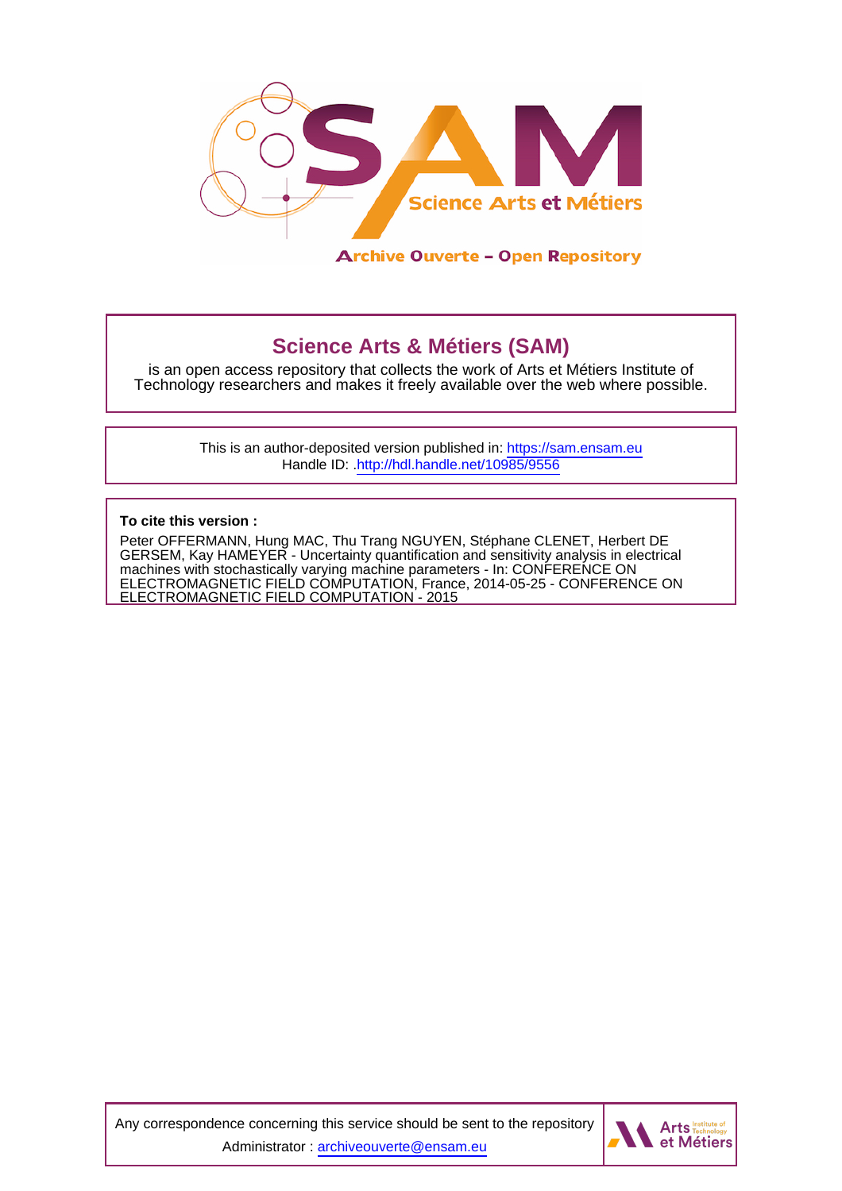Archive Ouverte – Open Repository

# Science Arts & Métiers (SAM)

is an open access repository that collects the work of Arts et Métiers Institute of Technology researchers and makes it freely available over the web where possible.

This is an author-deposited version published in: https://sam.ensam.eu
Handle ID: .http://hdl.handle.net/10985/9556

**To cite this version :**

Peter OFFERMANN, Hung MAC, Thu Trang NGUYEN, Stéphane CLENET, Herbert DE GERSEM, Kay HAMEYER - Uncertainty quantification and sensitivity analysis in electrical machines with stochastically varying machine parameters - In: CONFERENCE ON ELECTROMAGNETIC FIELD COMPUTATION, France, 2014-05-25 - CONFERENCE ON ELECTROMAGNETIC FIELD COMPUTATION - 2015

Any correspondence concerning this service should be sent to the repository Administrator : archiveouverte@ensam.eu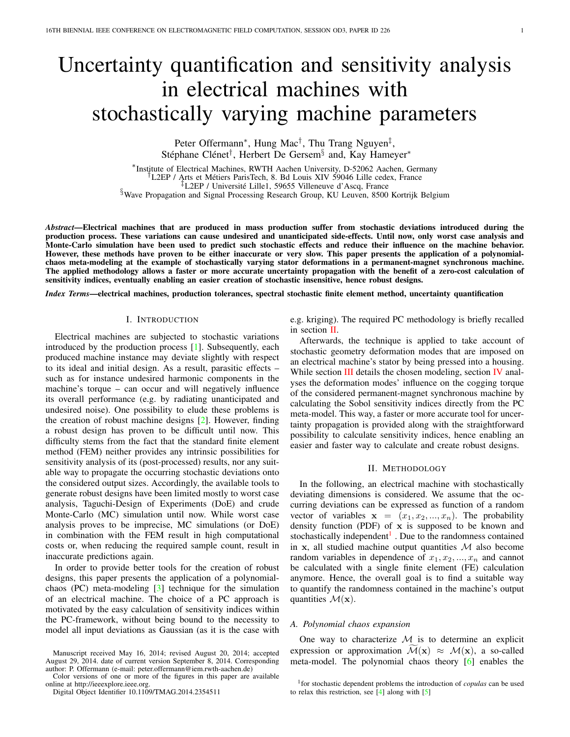# Uncertainty quantification and sensitivity analysis in electrical machines with stochastically varying machine parameters

Peter Offermann*, Hung Mac†, Thu Trang Nguyen‡, Stéphane Clénet†, Herbert De Gersem§ and, Kay Hameyer*

*Institute of Electrical Machines, RWTH Aachen University, D-52062 Aachen, Germany
†L2EP / Arts et Métiers ParisTech, 8. Bd Louis XIV 59046 Lille cedex, France
‡L2EP / Université Lille1, 59655 Villeneuve d'Ascq, France
§Wave Propagation and Signal Processing Research Group, KU Leuven, 8500 Kortrijk Belgium

***Abstract*—Electrical machines that are produced in mass production suffer from stochastic deviations introduced during the production process. These variations can cause undesired and unanticipated side-effects. Until now, only worst case analysis and Monte-Carlo simulation have been used to predict such stochastic effects and reduce their influence on the machine behavior. However, these methods have proven to be either inaccurate or very slow. This paper presents the application of a polynomial-chaos meta-modeling at the example of stochastically varying stator deformations in a permanent-magnet synchronous machine. The applied methodology allows a faster or more accurate uncertainty propagation with the benefit of a zero-cost calculation of sensitivity indices, eventually enabling an easier creation of stochastic insensitive, hence robust designs.**

***Index Terms*—electrical machines, production tolerances, spectral stochastic finite element method, uncertainty quantification**

## I. Introduction

Electrical machines are subjected to stochastic variations introduced by the production process [1]. Subsequently, each produced machine instance may deviate slightly with respect to its ideal and initial design. As a result, parasitic effects – such as for instance undesired harmonic components in the machine's torque – can occur and will negatively influence its overall performance (e.g. by radiating unanticipated and undesired noise). One possibility to elude these problems is the creation of robust machine designs [2]. However, finding a robust design has proven to be difficult until now. This difficulty stems from the fact that the standard finite element method (FEM) neither provides any intrinsic possibilities for sensitivity analysis of its (post-processed) results, nor any suitable way to propagate the occurring stochastic deviations onto the considered output sizes. Accordingly, the available tools to generate robust designs have been limited mostly to worst case analysis, Taguchi-Design of Experiments (DoE) and crude Monte-Carlo (MC) simulation until now. While worst case analysis proves to be imprecise, MC simulations (or DoE) in combination with the FEM result in high computational costs or, when reducing the required sample count, result in inaccurate predictions again.

In order to provide better tools for the creation of robust designs, this paper presents the application of a polynomial-chaos (PC) meta-modeling [3] technique for the simulation of an electrical machine. The choice of a PC approach is motivated by the easy calculation of sensitivity indices within the PC-framework, without being bound to the necessity to model all input deviations as Gaussian (as it is the case with e.g. kriging). The required PC methodology is briefly recalled in section II.

Afterwards, the technique is applied to take account of stochastic geometry deformation modes that are imposed on an electrical machine's stator by being pressed into a housing. While section III details the chosen modeling, section IV analyses the deformation modes' influence on the cogging torque of the considered permanent-magnet synchronous machine by calculating the Sobol sensitivity indices directly from the PC meta-model. This way, a faster or more accurate tool for uncertainty propagation is provided along with the straightforward possibility to calculate sensitivity indices, hence enabling an easier and faster way to calculate and create robust designs.

## II. Methodology

In the following, an electrical machine with stochastically deviating dimensions is considered. We assume that the occurring deviations can be expressed as function of a random vector of variables $\mathbf{x} = (x_1, x_2, ..., x_n)$. The probability density function (PDF) of $\mathbf{x}$ is supposed to be known and stochastically independent[1]. Due to the randomness contained in $\mathbf{x}$, all studied machine output quantities $\mathcal{M}$ also become random variables in dependence of $x_1, x_2, ..., x_n$ and cannot be calculated with a single finite element (FE) calculation anymore. Hence, the overall goal is to find a suitable way to quantify the randomness contained in the machine's output quantities $\mathcal{M}(\mathbf{x})$.

### A. Polynomial chaos expansion

One way to characterize $\mathcal{M}$ is to determine an explicit expression or approximation $\widetilde{\mathcal{M}}(\mathbf{x}) \approx \mathcal{M}(\mathbf{x})$, a so-called meta-model. The polynomial chaos theory [6] enables the

[1] for stochastic dependent problems the introduction of *copulas* can be used to relax this restriction, see [4] along with [5]

Manuscript received May 16, 2014; revised August 20, 2014; accepted August 29, 2014. date of current version September 8, 2014. Corresponding author: P. Offermann (e-mail: peter.offermann@iem.rwth-aachen.de)

Color versions of one or more of the figures in this paper are available online at http://ieeexplore.ieee.org.

Digital Object Identifier 10.1109/TMAG.2014.2354511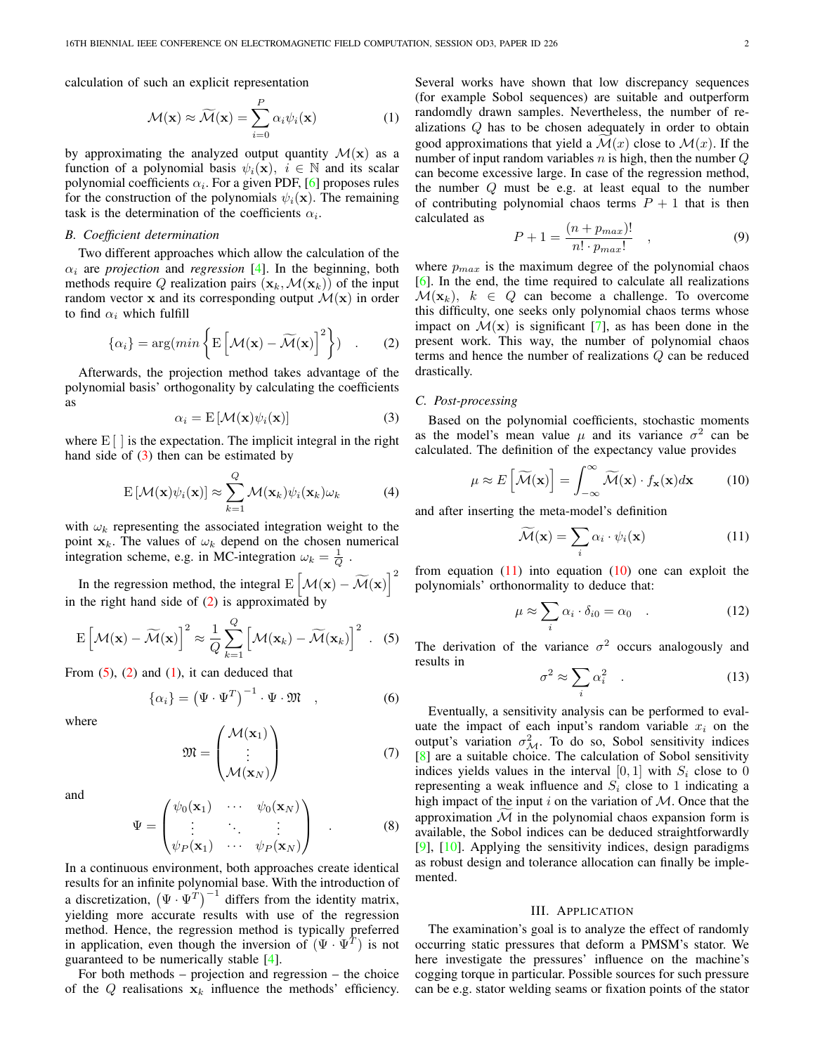calculation of such an explicit representation

$$\mathcal{M}(\mathbf{x}) \approx \widetilde{\mathcal{M}}(\mathbf{x}) = \sum_{i=0}^{P} \alpha_i \psi_i(\mathbf{x}) \tag{1}$$

by approximating the analyzed output quantity $\mathcal{M}(\mathbf{x})$ as a function of a polynomial basis $\psi_i(\mathbf{x}),\ i \in \mathbb{N}$ and its scalar polynomial coefficients $\alpha_i$. For a given PDF, [6] proposes rules for the construction of the polynomials $\psi_i(\mathbf{x})$. The remaining task is the determination of the coefficients $\alpha_i$.

### B. Coefficient determination

Two different approaches which allow the calculation of the $\alpha_i$ are *projection* and *regression* [4]. In the beginning, both methods require $Q$ realization pairs $(\mathbf{x}_k, \mathcal{M}(\mathbf{x}_k))$ of the input random vector $\mathbf{x}$ and its corresponding output $\mathcal{M}(\mathbf{x})$ in order to find $\alpha_i$ which fulfill

$$\{\alpha_i\} = \arg(min\left\{ \mathrm{E}\left[\mathcal{M}(\mathbf{x}) - \widetilde{\mathcal{M}}(\mathbf{x})\right]^2 \right\}) \quad . \tag{2}$$

Afterwards, the projection method takes advantage of the polynomial basis' orthogonality by calculating the coefficients as

$$\alpha_i = \mathrm{E}\left[\mathcal{M}(\mathbf{x})\psi_i(\mathbf{x})\right] \tag{3}$$

where $\mathrm{E}\left[\ \right]$ is the expectation. The implicit integral in the right hand side of (3) then can be estimated by

$$\mathrm{E}\left[\mathcal{M}(\mathbf{x})\psi_i(\mathbf{x})\right] \approx \sum_{k=1}^{Q} \mathcal{M}(\mathbf{x}_k)\psi_i(\mathbf{x}_k)\omega_k \tag{4}$$

with $\omega_k$ representing the associated integration weight to the point $\mathbf{x}_k$. The values of $\omega_k$ depend on the chosen numerical integration scheme, e.g. in MC-integration $\omega_k = \frac{1}{Q}$ .

In the regression method, the integral $\mathrm{E}\left[\mathcal{M}(\mathbf{x}) - \widetilde{\mathcal{M}}(\mathbf{x})\right]^2$ in the right hand side of (2) is approximated by

$$\mathrm{E}\left[\mathcal{M}(\mathbf{x}) - \widetilde{\mathcal{M}}(\mathbf{x})\right]^2 \approx \frac{1}{Q}\sum_{k=1}^{Q}\left[\mathcal{M}(\mathbf{x}_k) - \widetilde{\mathcal{M}}(\mathbf{x}_k)\right]^2 \quad . \tag{5}$$

From (5), (2) and (1), it can deduced that

$$\{\alpha_i\} = \left(\Psi \cdot \Psi^T\right)^{-1} \cdot \Psi \cdot \mathfrak{M} \quad , \tag{6}$$

where

$$\mathfrak{M} = \begin{pmatrix} \mathcal{M}(\mathbf{x}_1) \\ \vdots \\ \mathcal{M}(\mathbf{x}_N) \end{pmatrix} \tag{7}$$

and

$$\Psi = \begin{pmatrix} \psi_0(\mathbf{x}_1) & \cdots & \psi_0(\mathbf{x}_N) \\ \vdots & \ddots & \vdots \\ \psi_P(\mathbf{x}_1) & \cdots & \psi_P(\mathbf{x}_N) \end{pmatrix} \quad . \tag{8}$$

In a continuous environment, both approaches create identical results for an infinite polynomial base. With the introduction of a discretization, $\left(\Psi \cdot \Psi^T\right)^{-1}$ differs from the identity matrix, yielding more accurate results with use of the regression method. Hence, the regression method is typically preferred in application, even though the inversion of $\left(\Psi \cdot \Psi^T\right)$ is not guaranteed to be numerically stable [4].

For both methods – projection and regression – the choice of the $Q$ realisations $\mathbf{x}_k$ influence the methods' efficiency. Several works have shown that low discrepancy sequences (for example Sobol sequences) are suitable and outperform randomdly drawn samples. Nevertheless, the number of realizations $Q$ has to be chosen adequately in order to obtain good approximations that yield a $\widetilde{\mathcal{M}}(x)$ close to $\mathcal{M}(x)$. If the number of input random variables $n$ is high, then the number $Q$ can become excessive large. In case of the regression method, the number $Q$ must be e.g. at least equal to the number of contributing polynomial chaos terms $P+1$ that is then calculated as

$$P + 1 = \frac{(n + p_{max})!}{n! \cdot p_{max}!} \quad , \tag{9}$$

where $p_{max}$ is the maximum degree of the polynomial chaos [6]. In the end, the time required to calculate all realizations $\mathcal{M}(\mathbf{x}_k),\ k \in Q$ can become a challenge. To overcome this difficulty, one seeks only polynomial chaos terms whose impact on $\mathcal{M}(\mathbf{x})$ is significant [7], as has been done in the present work. This way, the number of polynomial chaos terms and hence the number of realizations $Q$ can be reduced drastically.

### C. Post-processing

Based on the polynomial coefficients, stochastic moments as the model's mean value $\mu$ and its variance $\sigma^2$ can be calculated. The definition of the expectancy value provides

$$\mu \approx E\left[\widetilde{\mathcal{M}}(\mathbf{x})\right] = \int_{-\infty}^{\infty} \widetilde{\mathcal{M}}(\mathbf{x}) \cdot f_{\mathbf{x}}(\mathbf{x}) d\mathbf{x} \tag{10}$$

and after inserting the meta-model's definition

$$\widetilde{\mathcal{M}}(\mathbf{x}) = \sum_i \alpha_i \cdot \psi_i(\mathbf{x}) \tag{11}$$

from equation (11) into equation (10) one can exploit the polynomials' orthonormality to deduce that:

$$\mu \approx \sum_i \alpha_i \cdot \delta_{i0} = \alpha_0 \quad . \tag{12}$$

The derivation of the variance $\sigma^2$ occurs analogously and results in

$$\sigma^2 \approx \sum_i \alpha_i^2 \quad . \tag{13}$$

Eventually, a sensitivity analysis can be performed to evaluate the impact of each input's random variable $x_i$ on the output's variation $\sigma^2_{\mathcal{M}}$. To do so, Sobol sensitivity indices [8] are a suitable choice. The calculation of Sobol sensitivity indices yields values in the interval $[0,1]$ with $S_i$ close to 0 representing a weak influence and $S_i$ close to 1 indicating a high impact of the input $i$ on the variation of $\mathcal{M}$. Once that the approximation $\widetilde{\mathcal{M}}$ in the polynomial chaos expansion form is available, the Sobol indices can be deduced straightforwardly [9], [10]. Applying the sensitivity indices, design paradigms as robust design and tolerance allocation can finally be implemented.

## III. Application

The examination's goal is to analyze the effect of randomly occurring static pressures that deform a PMSM's stator. We here investigate the pressures' influence on the machine's cogging torque in particular. Possible sources for such pressure can be e.g. stator welding seams or fixation points of the stator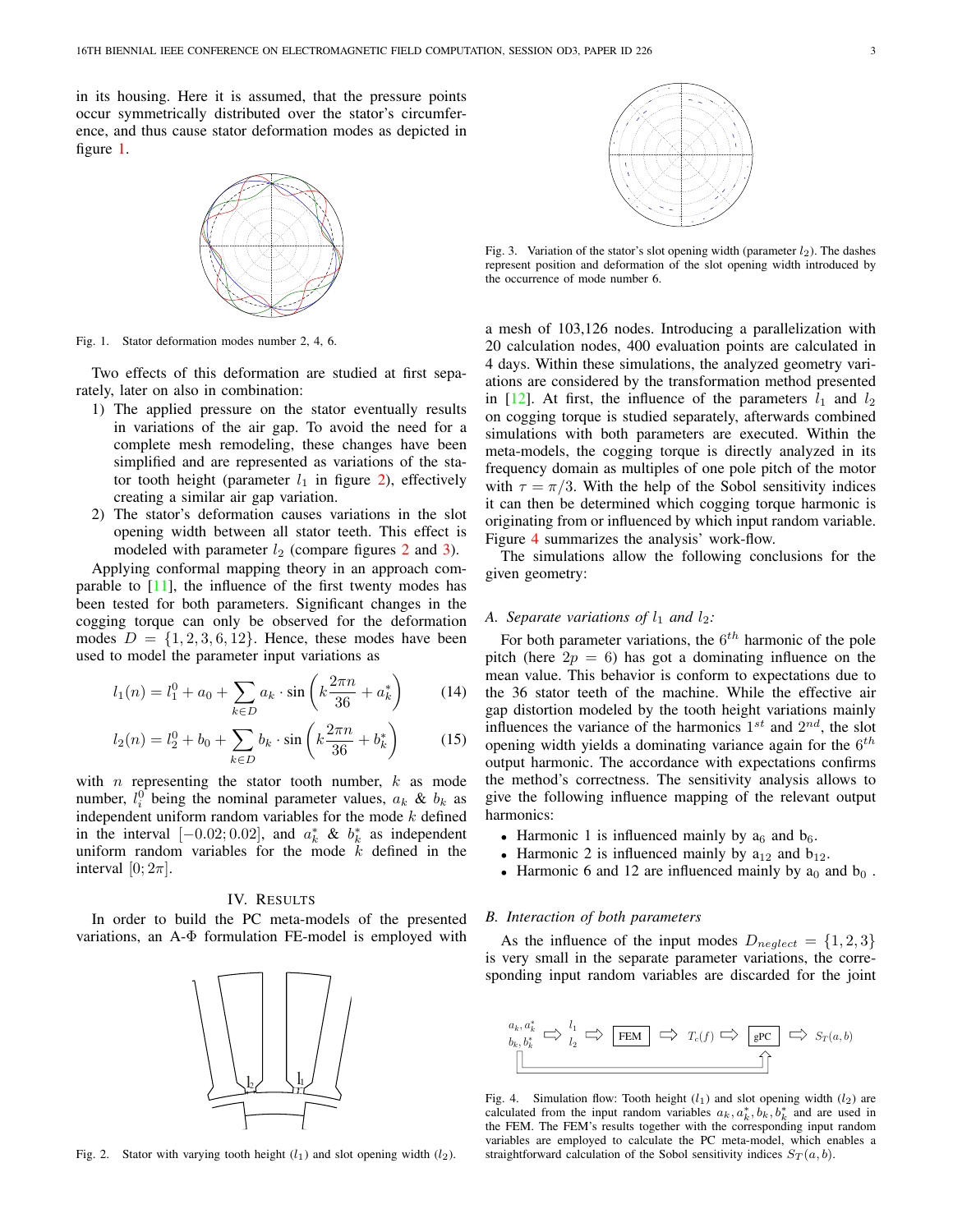in its housing. Here it is assumed, that the pressure points occur symmetrically distributed over the stator's circumference, and thus cause stator deformation modes as depicted in figure 1.

Fig. 1. Stator deformation modes number 2, 4, 6.

Two effects of this deformation are studied at first separately, later on also in combination:

1) The applied pressure on the stator eventually results in variations of the air gap. To avoid the need for a complete mesh remodeling, these changes have been simplified and are represented as variations of the stator tooth height (parameter $l_1$ in figure 2), effectively creating a similar air gap variation.
2) The stator's deformation causes variations in the slot opening width between all stator teeth. This effect is modeled with parameter $l_2$ (compare figures 2 and 3).

Applying conformal mapping theory in an approach comparable to [11], the influence of the first twenty modes has been tested for both parameters. Significant changes in the cogging torque can only be observed for the deformation modes $D = \{1, 2, 3, 6, 12\}$. Hence, these modes have been used to model the parameter input variations as

$$l_1(n) = l_1^0 + a_0 + \sum_{k \in D} a_k \cdot \sin\left(k \frac{2\pi n}{36} + a_k^*\right) \tag{14}$$

$$l_2(n) = l_2^0 + b_0 + \sum_{k \in D} b_k \cdot \sin\left(k \frac{2\pi n}{36} + b_k^*\right) \tag{15}$$

with $n$ representing the stator tooth number, $k$ as mode number, $l_i^0$ being the nominal parameter values, $a_k$ & $b_k$ as independent uniform random variables for the mode $k$ defined in the interval $[-0.02; 0.02]$, and $a_k^*$ & $b_k^*$ as independent uniform random variables for the mode $k$ defined in the interval $[0; 2\pi]$.

## IV. Results

In order to build the PC meta-models of the presented variations, an A-Φ formulation FE-model is employed with a mesh of 103,126 nodes. Introducing a parallelization with 20 calculation nodes, 400 evaluation points are calculated in 4 days. Within these simulations, the analyzed geometry variations are considered by the transformation method presented in [12]. At first, the influence of the parameters $l_1$ and $l_2$ on cogging torque is studied separately, afterwards combined simulations with both parameters are executed. Within the meta-models, the cogging torque is directly analyzed in its frequency domain as multiples of one pole pitch of the motor with $\tau = \pi/3$. With the help of the Sobol sensitivity indices it can then be determined which cogging torque harmonic is originating from or influenced by which input random variable. Figure 4 summarizes the analysis' work-flow.

Fig. 2. Stator with varying tooth height ($l_1$) and slot opening width ($l_2$).

Fig. 3. Variation of the stator's slot opening width (parameter $l_2$). The dashes represent position and deformation of the slot opening width introduced by the occurrence of mode number 6.

The simulations allow the following conclusions for the given geometry:

### A. *Separate variations of $l_1$ and $l_2$:*

For both parameter variations, the $6^{th}$ harmonic of the pole pitch (here $2p = 6$) has got a dominating influence on the mean value. This behavior is conform to expectations due to the 36 stator teeth of the machine. While the effective air gap distortion modeled by the tooth height variations mainly influences the variance of the harmonics $1^{st}$ and $2^{nd}$, the slot opening width yields a dominating variance again for the $6^{th}$ output harmonic. The accordance with expectations confirms the method's correctness. The sensitivity analysis allows to give the following influence mapping of the relevant output harmonics:

- Harmonic 1 is influenced mainly by $a_6$ and $b_6$.
- Harmonic 2 is influenced mainly by $a_{12}$ and $b_{12}$.
- Harmonic 6 and 12 are influenced mainly by $a_0$ and $b_0$ .

### B. *Interaction of both parameters*

As the influence of the input modes $D_{neglect} = \{1, 2, 3\}$ is very small in the separate parameter variations, the corresponding input random variables are discarded for the joint

Fig. 4. Simulation flow: Tooth height ($l_1$) and slot opening width ($l_2$) are calculated from the input random variables $a_k, a_k^*, b_k, b_k^*$ and are used in the FEM. The FEM's results together with the corresponding input random variables are employed to calculate the PC meta-model, which enables a straightforward calculation of the Sobol sensitivity indices $S_T(a, b)$.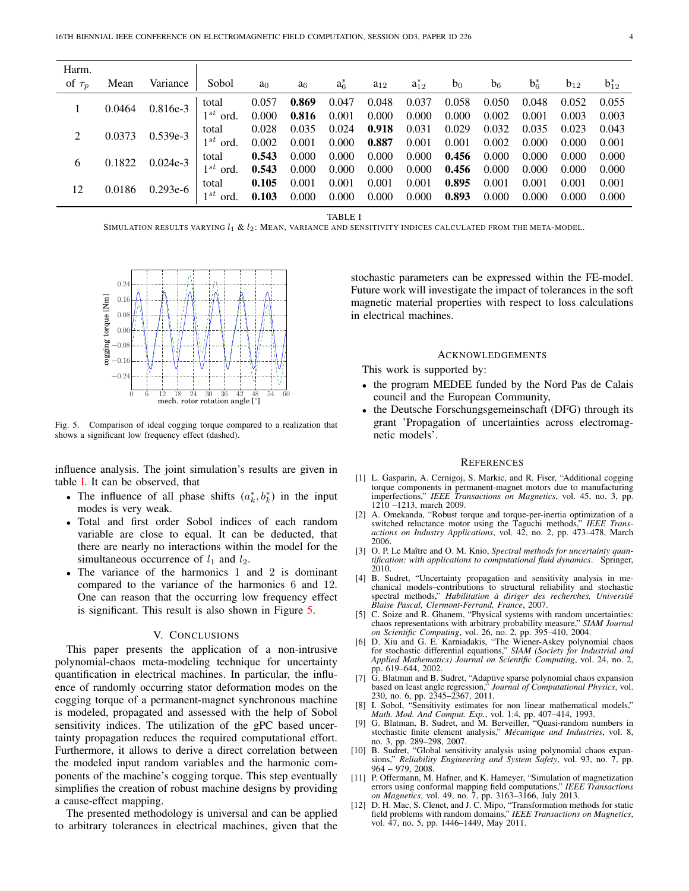| Harm. of $\tau_p$ | Mean | Variance | Sobol | $a_0$ | $a_6$ | $a_6^*$ | $a_{12}$ | $a_{12}^*$ | $b_0$ | $b_6$ | $b_6^*$ | $b_{12}$ | $b_{12}^*$ |
|---|---|---|---|---|---|---|---|---|---|---|---|---|---|
| 1 | 0.0464 | 0.816e-3 | total | 0.057 | **0.869** | 0.047 | 0.048 | 0.037 | 0.058 | 0.050 | 0.048 | 0.052 | 0.055 |
| | | | $1^{st}$ ord. | 0.000 | **0.816** | 0.001 | 0.000 | 0.000 | 0.000 | 0.002 | 0.001 | 0.003 | 0.003 |
| 2 | 0.0373 | 0.539e-3 | total | 0.028 | 0.035 | 0.024 | **0.918** | 0.031 | 0.029 | 0.032 | 0.035 | 0.023 | 0.043 |
| | | | $1^{st}$ ord. | 0.002 | 0.001 | 0.000 | **0.887** | 0.001 | 0.001 | 0.002 | 0.000 | 0.000 | 0.001 |
| 6 | 0.1822 | 0.024e-3 | total | **0.543** | 0.000 | 0.000 | 0.000 | 0.000 | **0.456** | 0.000 | 0.000 | 0.000 | 0.000 |
| | | | $1^{st}$ ord. | **0.543** | 0.000 | 0.000 | 0.000 | 0.000 | **0.456** | 0.000 | 0.000 | 0.000 | 0.000 |
| 12 | 0.0186 | 0.293e-6 | total | **0.105** | 0.001 | 0.001 | 0.001 | 0.001 | **0.895** | 0.001 | 0.001 | 0.001 | 0.001 |
| | | | $1^{st}$ ord. | **0.103** | 0.000 | 0.000 | 0.000 | 0.000 | **0.893** | 0.000 | 0.000 | 0.000 | 0.000 |

TABLE I
SIMULATION RESULTS VARYING $l_1$ & $l_2$: MEAN, VARIANCE AND SENSITIVITY INDICES CALCULATED FROM THE META-MODEL.

cogging torque [Nm]
0.24
0.16
0.08
0.00
−0.08
−0.16
−0.24
0 6 12 18 24 30 36 42 48 54 60
mech. rotor rotation angle [°]

Fig. 5. Comparison of ideal cogging torque compared to a realization that shows a significant low frequency effect (dashed).

influence analysis. The joint simulation's results are given in table I. It can be observed, that

- The influence of all phase shifts $(a_k^*, b_k^*)$ in the input modes is very weak.
- Total and first order Sobol indices of each random variable are close to equal. It can be deducted, that there are nearly no interactions within the model for the simultaneous occurrence of $l_1$ and $l_2$.
- The variance of the harmonics 1 and 2 is dominant compared to the variance of the harmonics 6 and 12. One can reason that the occurring low frequency effect is significant. This result is also shown in Figure 5.

## V. Conclusions

This paper presents the application of a non-intrusive polynomial-chaos meta-modeling technique for uncertainty quantification in electrical machines. In particular, the influence of randomly occurring stator deformation modes on the cogging torque of a permanent-magnet synchronous machine is modeled, propagated and assessed with the help of Sobol sensitivity indices. The utilization of the gPC based uncertainty propagation reduces the required computational effort. Furthermore, it allows to derive a direct correlation between the modeled input random variables and the harmonic components of the machine's cogging torque. This step eventually simplifies the creation of robust machine designs by providing a cause-effect mapping.

The presented methodology is universal and can be applied to arbitrary tolerances in electrical machines, given that the stochastic parameters can be expressed within the FE-model. Future work will investigate the impact of tolerances in the soft magnetic material properties with respect to loss calculations in electrical machines.

## Acknowledgements

This work is supported by:

- the program MEDEE funded by the Nord Pas de Calais council and the European Community,
- the Deutsche Forschungsgemeinschaft (DFG) through its grant 'Propagation of uncertainties across electromagnetic models'.

## References

[1] L. Gasparin, A. Cernigoj, S. Markic, and R. Fiser, "Additional cogging torque components in permanent-magnet motors due to manufacturing imperfections," *IEEE Transactions on Magnetics*, vol. 45, no. 3, pp. 1210 –1213, march 2009.

[2] A. Omekanda, "Robust torque and torque-per-inertia optimization of a switched reluctance motor using the Taguchi methods," *IEEE Transactions on Industry Applications*, vol. 42, no. 2, pp. 473–478, March 2006.

[3] O. P. Le Maître and O. M. Knio, *Spectral methods for uncertainty quantification: with applications to computational fluid dynamics*. Springer, 2010.

[4] B. Sudret, "Uncertainty propagation and sensitivity analysis in mechanical models–contributions to structural reliability and stochastic spectral methods," *Habilitation à diriger des recherches, Université Blaise Pascal, Clermont-Ferrand, France*, 2007.

[5] C. Soize and R. Ghanem, "Physical systems with random uncertainties: chaos representations with arbitrary probability measure," *SIAM Journal on Scientific Computing*, vol. 26, no. 2, pp. 395–410, 2004.

[6] D. Xiu and G. E. Karniadakis, "The Wiener-Askey polynomial chaos for stochastic differential equations," *SIAM (Society for Industrial and Applied Mathematics) Journal on Scientific Computing*, vol. 24, no. 2, pp. 619–644, 2002.

[7] G. Blatman and B. Sudret, "Adaptive sparse polynomial chaos expansion based on least angle regression," *Journal of Computational Physics*, vol. 230, no. 6, pp. 2345–2367, 2011.

[8] I. Sobol, "Sensitivity estimates for non linear mathematical models," *Math. Mod. And Comput. Exp.*, vol. 1:4, pp. 407–414, 1993.

[9] G. Blatman, B. Sudret, and M. Berveiller, "Quasi-random numbers in stochastic finite element analysis," *Mécanique and Industries*, vol. 8, no. 3, pp. 289–298, 2007.

[10] B. Sudret, "Global sensitivity analysis using polynomial chaos expansions," *Reliability Engineering and System Safety*, vol. 93, no. 7, pp. 964 – 979, 2008.

[11] P. Offermann, M. Hafner, and K. Hameyer, "Simulation of magnetization errors using conformal mapping field computations," *IEEE Transactions on Magnetics*, vol. 49, no. 7, pp. 3163–3166, July 2013.

[12] D. H. Mac, S. Clenet, and J. C. Mipo, "Transformation methods for static field problems with random domains," *IEEE Transactions on Magnetics*, vol. 47, no. 5, pp. 1446–1449, May 2011.